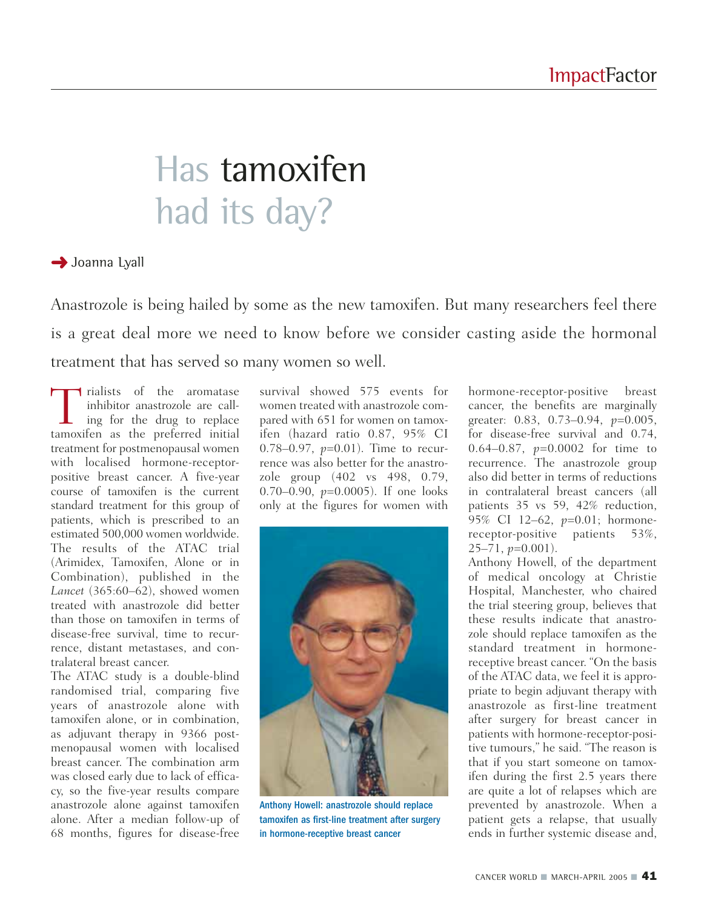# Has tamoxifen had its day?

→ Joanna Lyall

Anastrozole is being hailed by some as the new tamoxifen. But many researchers feel there is a great deal more we need to know before we consider casting aside the hormonal treatment that has served so many women so well.

Trialists of the aromatase inhibitor anastrozole are calling for the drug to replace tamoxifen as the preferred initial treatment for postmenopausal women with localised hormone-receptor-positive breast cancer. A five-year course of tamoxifen is the current standard treatment for this group of patients, which is prescribed to an estimated 500,000 women worldwide. The results of the ATAC trial (Arimidex, Tamoxifen, Alone or in Combination), published in the *Lancet* (365:60–62), showed women treated with anastrozole did better than those on tamoxifen in terms of disease-free survival, time to recurrence, distant metastases, and contralateral breast cancer.

The ATAC study is a double-blind randomised trial, comparing five years of anastrozole alone with tamoxifen alone, or in combination, as adjuvant therapy in 9366 postmenopausal women with localised breast cancer. The combination arm was closed early due to lack of efficacy, so the five-year results compare anastrozole alone against tamoxifen alone. After a median follow-up of 68 months, figures for disease-free survival showed 575 events for women treated with anastrozole compared with 651 for women on tamoxifen (hazard ratio 0.87, 95% CI 0.78–0.97, $p$=0.01). Time to recurrence was also better for the anastrozole group (402 vs 498, 0.79, 0.70–0.90, $p$=0.0005). If one looks only at the figures for women with hormone-receptor-positive breast cancer, the benefits are marginally greater: 0.83, 0.73–0.94, $p$=0.005, for disease-free survival and 0.74, 0.64–0.87, $p$=0.0002 for time to recurrence. The anastrozole group also did better in terms of reductions in contralateral breast cancers (all patients 35 vs 59, 42% reduction, 95% CI 12–62, $p$=0.01; hormone-receptor-positive patients 53%, 25–71, $p$=0.001).

Anthony Howell: anastrozole should replace tamoxifen as first-line treatment after surgery in hormone-receptive breast cancer

Anthony Howell, of the department of medical oncology at Christie Hospital, Manchester, who chaired the trial steering group, believes that these results indicate that anastrozole should replace tamoxifen as the standard treatment in hormone-receptive breast cancer. "On the basis of the ATAC data, we feel it is appropriate to begin adjuvant therapy with anastrozole as first-line treatment after surgery for breast cancer in patients with hormone-receptor-positive tumours," he said. "The reason is that if you start someone on tamoxifen during the first 2.5 years there are quite a lot of relapses which are prevented by anastrozole. When a patient gets a relapse, that usually ends in further systemic disease and,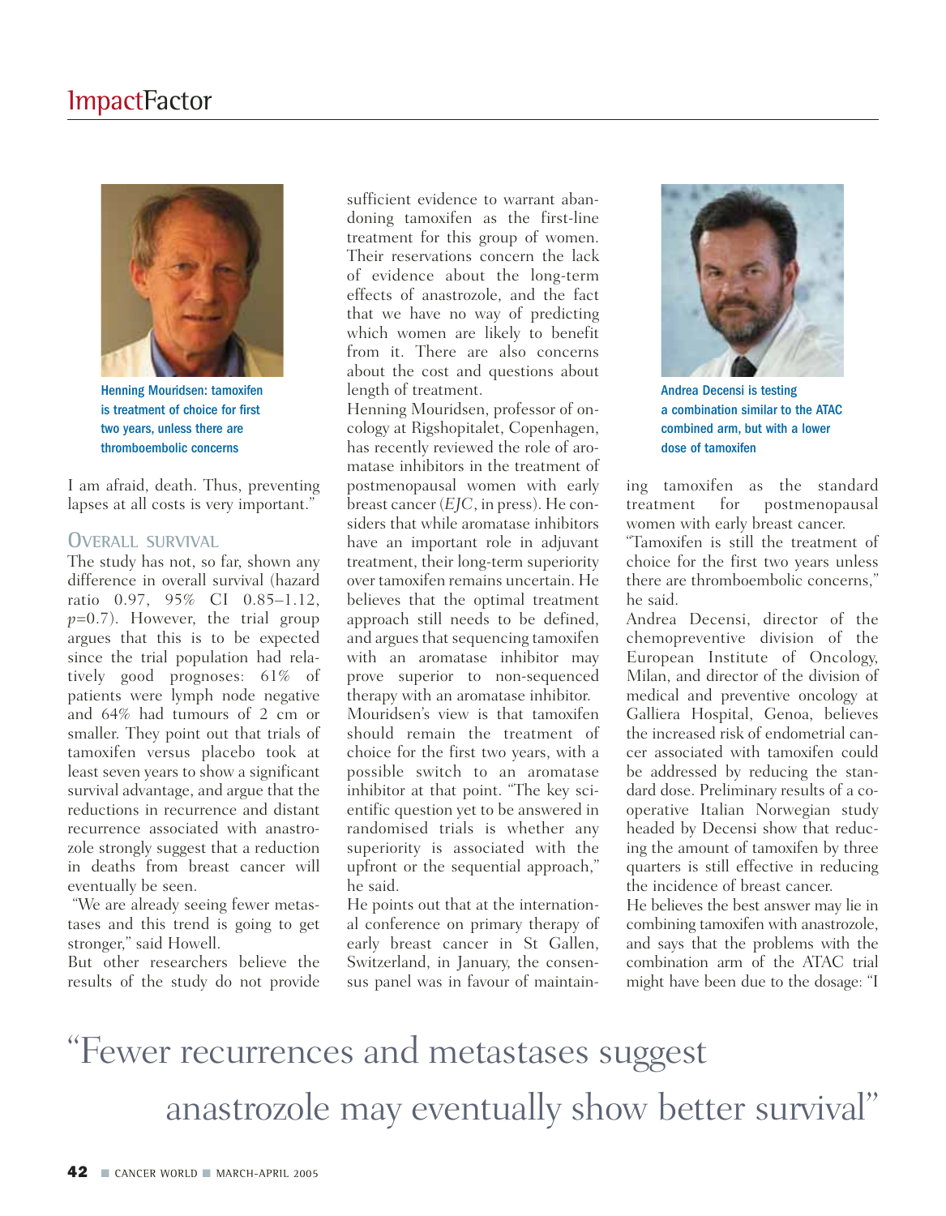Henning Mouridsen: tamoxifen is treatment of choice for first two years, unless there are thromboembolic concerns

I am afraid, death. Thus, preventing lapses at all costs is very important."

## OVERALL SURVIVAL

The study has not, so far, shown any difference in overall survival (hazard ratio 0.97, 95% CI 0.85–1.12, $p$=0.7). However, the trial group argues that this is to be expected since the trial population had relatively good prognoses: 61% of patients were lymph node negative and 64% had tumours of 2 cm or smaller. They point out that trials of tamoxifen versus placebo took at least seven years to show a significant survival advantage, and argue that the reductions in recurrence and distant recurrence associated with anastrozole strongly suggest that a reduction in deaths from breast cancer will eventually be seen.

"We are already seeing fewer metastases and this trend is going to get stronger," said Howell.

But other researchers believe the results of the study do not provide sufficient evidence to warrant abandoning tamoxifen as the first-line treatment for this group of women. Their reservations concern the lack of evidence about the long-term effects of anastrozole, and the fact that we have no way of predicting which women are likely to benefit from it. There are also concerns about the cost and questions about length of treatment.

Henning Mouridsen, professor of oncology at Rigshospitalet, Copenhagen, has recently reviewed the role of aromatase inhibitors in the treatment of postmenopausal women with early breast cancer (*EJC*, in press). He considers that while aromatase inhibitors have an important role in adjuvant treatment, their long-term superiority over tamoxifen remains uncertain. He believes that the optimal treatment approach still needs to be defined, and argues that sequencing tamoxifen with an aromatase inhibitor may prove superior to non-sequenced therapy with an aromatase inhibitor.

Mouridsen's view is that tamoxifen should remain the treatment of choice for the first two years, with a possible switch to an aromatase inhibitor at that point. "The key scientific question yet to be answered in randomised trials is whether any superiority is associated with the upfront or the sequential approach," he said.

He points out that at the international conference on primary therapy of early breast cancer in St Gallen, Switzerland, in January, the consensus panel was in favour of maintaining tamoxifen as the standard treatment for postmenopausal women with early breast cancer.

"Tamoxifen is still the treatment of choice for the first two years unless there are thromboembolic concerns," he said.

Andrea Decensi is testing a combination similar to the ATAC combined arm, but with a lower dose of tamoxifen

Andrea Decensi, director of the chemopreventive division of the European Institute of Oncology, Milan, and director of the division of medical and preventive oncology at Galliera Hospital, Genoa, believes the increased risk of endometrial cancer associated with tamoxifen could be addressed by reducing the standard dose. Preliminary results of a cooperative Italian Norwegian study headed by Decensi show that reducing the amount of tamoxifen by three quarters is still effective in reducing the incidence of breast cancer.

He believes the best answer may lie in combining tamoxifen with anastrozole, and says that the problems with the combination arm of the ATAC trial might have been due to the dosage: "I

"Fewer recurrences and metastases suggest anastrozole may eventually show better survival"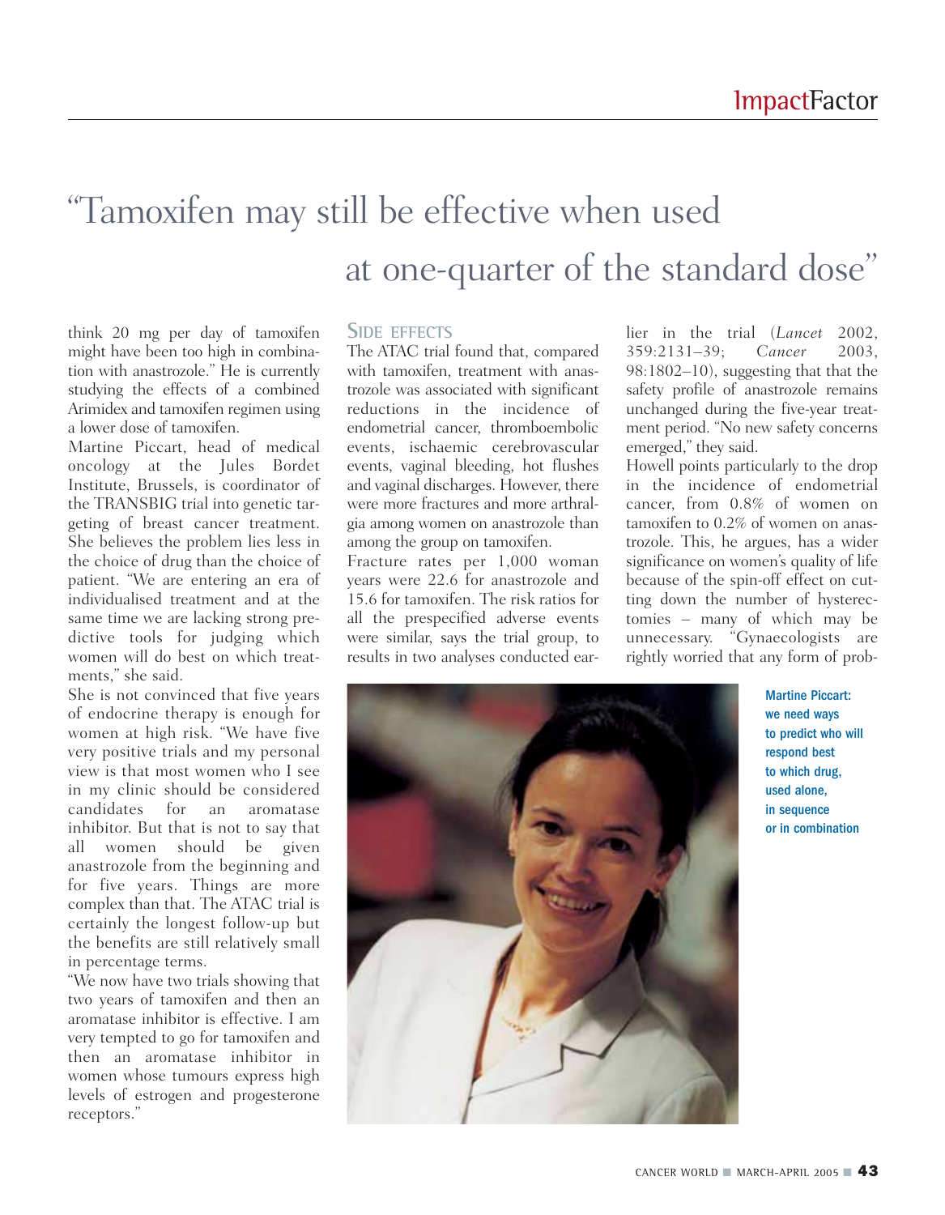# "Tamoxifen may still be effective when used at one-quarter of the standard dose"

think 20 mg per day of tamoxifen might have been too high in combination with anastrozole." He is currently studying the effects of a combined Arimidex and tamoxifen regimen using a lower dose of tamoxifen.

Martine Piccart, head of medical oncology at the Jules Bordet Institute, Brussels, is coordinator of the TRANSBIG trial into genetic targeting of breast cancer treatment. She believes the problem lies less in the choice of drug than the choice of patient. "We are entering an era of individualised treatment and at the same time we are lacking strong predictive tools for judging which women will do best on which treatments," she said.

She is not convinced that five years of endocrine therapy is enough for women at high risk. "We have five very positive trials and my personal view is that most women who I see in my clinic should be considered candidates for an aromatase inhibitor. But that is not to say that all women should be given anastrozole from the beginning and for five years. Things are more complex than that. The ATAC trial is certainly the longest follow-up but the benefits are still relatively small in percentage terms.

"We now have two trials showing that two years of tamoxifen and then an aromatase inhibitor is effective. I am very tempted to go for tamoxifen and then an aromatase inhibitor in women whose tumours express high levels of estrogen and progesterone receptors."

## Side effects

The ATAC trial found that, compared with tamoxifen, treatment with anastrozole was associated with significant reductions in the incidence of endometrial cancer, thromboembolic events, ischaemic cerebrovascular events, vaginal bleeding, hot flushes and vaginal discharges. However, there were more fractures and more arthralgia among women on anastrozole than among the group on tamoxifen.

Fracture rates per 1,000 woman years were 22.6 for anastrozole and 15.6 for tamoxifen. The risk ratios for all the prespecified adverse events were similar, says the trial group, to results in two analyses conducted earlier in the trial (*Lancet* 2002, 359:2131–39; *Cancer* 2003, 98:1802–10), suggesting that that the safety profile of anastrozole remains unchanged during the five-year treatment period. "No new safety concerns emerged," they said.

Howell points particularly to the drop in the incidence of endometrial cancer, from 0.8% of women on tamoxifen to 0.2% of women on anastrozole. This, he argues, has a wider significance on women's quality of life because of the spin-off effect on cutting down the number of hysterectomies – many of which may be unnecessary. "Gynaecologists are rightly worried that any form of prob-

**Martine Piccart: we need ways to predict who will respond best to which drug, used alone, in sequence or in combination**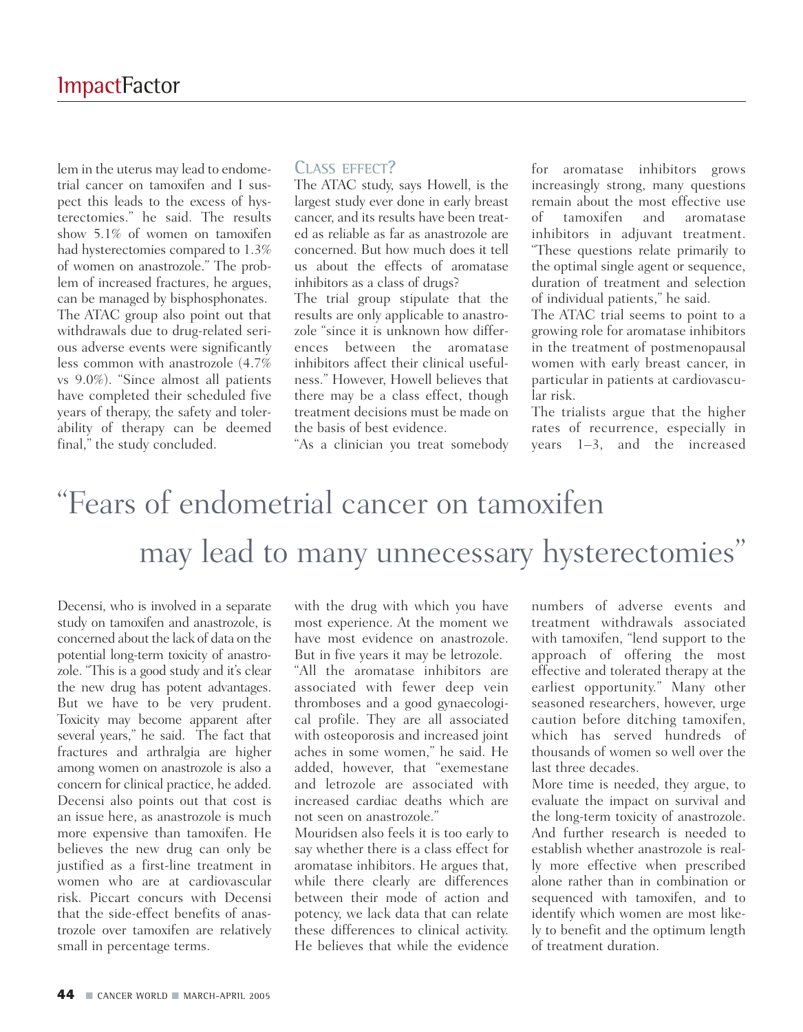lem in the uterus may lead to endometrial cancer on tamoxifen and I suspect this leads to the excess of hysterectomies." he said. The results show 5.1% of women on tamoxifen had hysterectomies compared to 1.3% of women on anastrozole." The problem of increased fractures, he argues, can be managed by bisphosphonates.

The ATAC group also point out that withdrawals due to drug-related serious adverse events were significantly less common with anastrozole (4.7% vs 9.0%). "Since almost all patients have completed their scheduled five years of therapy, the safety and tolerability of therapy can be deemed final," the study concluded.

## Class effect?

The ATAC study, says Howell, is the largest study ever done in early breast cancer, and its results have been treated as reliable as far as anastrozole are concerned. But how much does it tell us about the effects of aromatase inhibitors as a class of drugs?

The trial group stipulate that the results are only applicable to anastrozole "since it is unknown how differences between the aromatase inhibitors affect their clinical usefulness." However, Howell believes that there may be a class effect, though treatment decisions must be made on the basis of best evidence.

"As a clinician you treat somebody with the drug with which you have most experience. At the moment we have most evidence on anastrozole. But in five years it may be letrozole.

"All the aromatase inhibitors are associated with fewer deep vein thromboses and a good gynaecological profile. They are all associated with osteoporosis and increased joint aches in some women," he said. He added, however, that "exemestane and letrozole are associated with increased cardiac deaths which are not seen on anastrozole."

Mouridsen also feels it is too early to say whether there is a class effect for aromatase inhibitors. He argues that, while there clearly are differences between their mode of action and potency, we lack data that can relate these differences to clinical activity. He believes that while the evidence for aromatase inhibitors grows increasingly strong, many questions remain about the most effective use of tamoxifen and aromatase inhibitors in adjuvant treatment. "These questions relate primarily to the optimal single agent or sequence, duration of treatment and selection of individual patients," he said.

The ATAC trial seems to point to a growing role for aromatase inhibitors in the treatment of postmenopausal women with early breast cancer, in particular in patients at cardiovascular risk.

The trialists argue that the higher rates of recurrence, especially in years 1–3, and the increased numbers of adverse events and treatment withdrawals associated with tamoxifen, "lend support to the approach of offering the most effective and tolerated therapy at the earliest opportunity." Many other seasoned researchers, however, urge caution before ditching tamoxifen, which has served hundreds of thousands of women so well over the last three decades.

More time is needed, they argue, to evaluate the impact on survival and the long-term toxicity of anastrozole. And further research is needed to establish whether anastrozole is really more effective when prescribed alone rather than in combination or sequenced with tamoxifen, and to identify which women are most likely to benefit and the optimum length of treatment duration.

> "Fears of endometrial cancer on tamoxifen may lead to many unnecessary hysterectomies"

Decensi, who is involved in a separate study on tamoxifen and anastrozole, is concerned about the lack of data on the potential long-term toxicity of anastrozole. "This is a good study and it's clear the new drug has potent advantages. But we have to be very prudent. Toxicity may become apparent after several years," he said. The fact that fractures and arthralgia are higher among women on anastrozole is also a concern for clinical practice, he added. Decensi also points out that cost is an issue here, as anastrozole is much more expensive than tamoxifen. He believes the new drug can only be justified as a first-line treatment in women who are at cardiovascular risk. Piccart concurs with Decensi that the side-effect benefits of anastrozole over tamoxifen are relatively small in percentage terms.